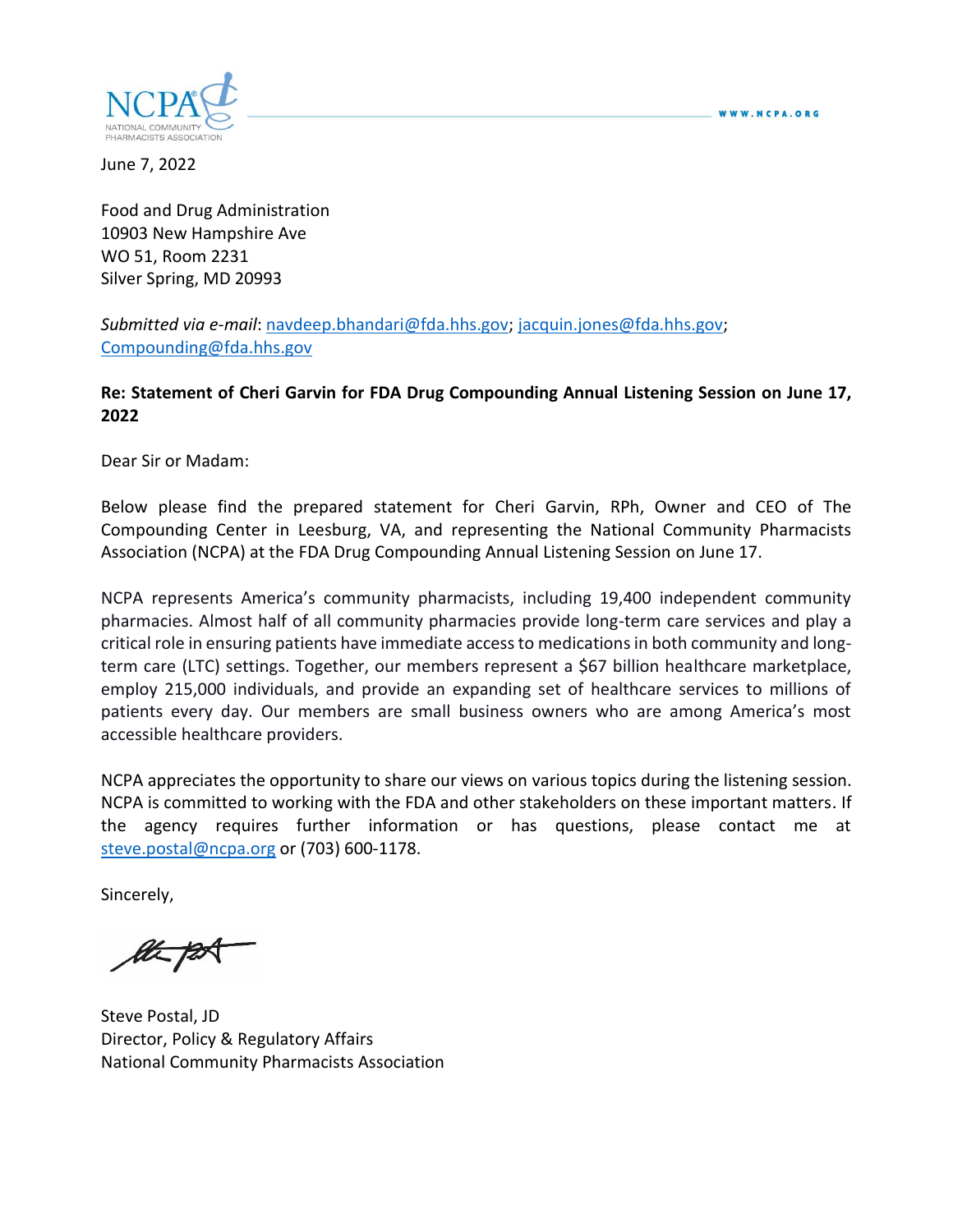June 7, 2022

Food and Drug Administration
10903 New Hampshire Ave
WO 51, Room 2231
Silver Spring, MD 20993

*Submitted via e-mail*: navdeep.bhandari@fda.hhs.gov; jacquin.jones@fda.hhs.gov; Compounding@fda.hhs.gov

**Re: Statement of Cheri Garvin for FDA Drug Compounding Annual Listening Session on June 17, 2022**

Dear Sir or Madam:

Below please find the prepared statement for Cheri Garvin, RPh, Owner and CEO of The Compounding Center in Leesburg, VA, and representing the National Community Pharmacists Association (NCPA) at the FDA Drug Compounding Annual Listening Session on June 17.

NCPA represents America's community pharmacists, including 19,400 independent community pharmacies. Almost half of all community pharmacies provide long-term care services and play a critical role in ensuring patients have immediate access to medications in both community and long-term care (LTC) settings. Together, our members represent a $67 billion healthcare marketplace, employ 215,000 individuals, and provide an expanding set of healthcare services to millions of patients every day. Our members are small business owners who are among America's most accessible healthcare providers.

NCPA appreciates the opportunity to share our views on various topics during the listening session. NCPA is committed to working with the FDA and other stakeholders on these important matters. If the agency requires further information or has questions, please contact me at steve.postal@ncpa.org or (703) 600-1178.

Sincerely,

Steve Postal, JD
Director, Policy & Regulatory Affairs
National Community Pharmacists Association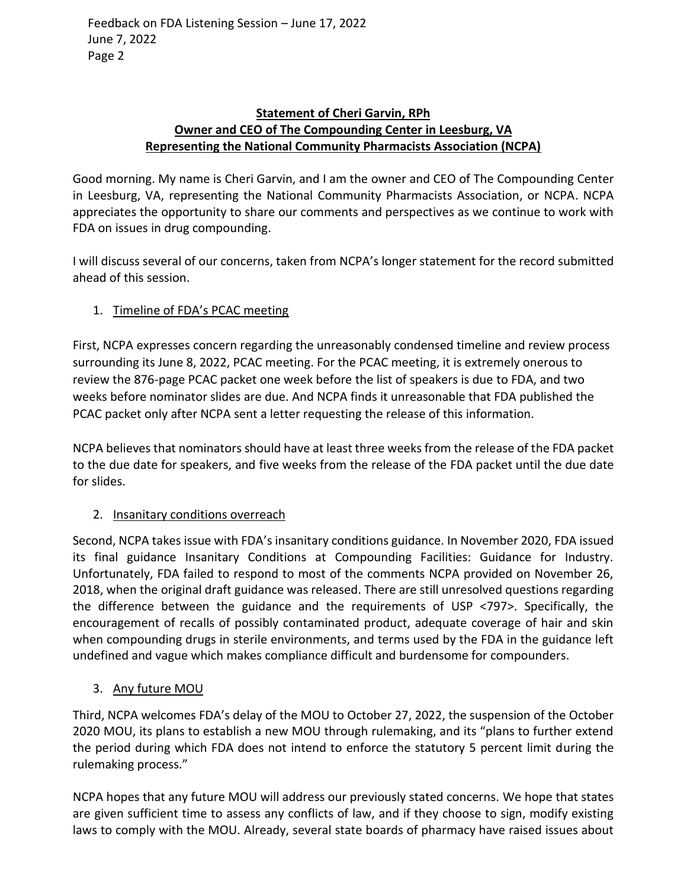**Statement of Cheri Garvin, RPh**
**Owner and CEO of The Compounding Center in Leesburg, VA**
**Representing the National Community Pharmacists Association (NCPA)**

Good morning. My name is Cheri Garvin, and I am the owner and CEO of The Compounding Center in Leesburg, VA, representing the National Community Pharmacists Association, or NCPA. NCPA appreciates the opportunity to share our comments and perspectives as we continue to work with FDA on issues in drug compounding.

I will discuss several of our concerns, taken from NCPA's longer statement for the record submitted ahead of this session.

1. Timeline of FDA's PCAC meeting

First, NCPA expresses concern regarding the unreasonably condensed timeline and review process surrounding its June 8, 2022, PCAC meeting. For the PCAC meeting, it is extremely onerous to review the 876-page PCAC packet one week before the list of speakers is due to FDA, and two weeks before nominator slides are due. And NCPA finds it unreasonable that FDA published the PCAC packet only after NCPA sent a letter requesting the release of this information.

NCPA believes that nominators should have at least three weeks from the release of the FDA packet to the due date for speakers, and five weeks from the release of the FDA packet until the due date for slides.

2. Insanitary conditions overreach

Second, NCPA takes issue with FDA's insanitary conditions guidance. In November 2020, FDA issued its final guidance Insanitary Conditions at Compounding Facilities: Guidance for Industry. Unfortunately, FDA failed to respond to most of the comments NCPA provided on November 26, 2018, when the original draft guidance was released. There are still unresolved questions regarding the difference between the guidance and the requirements of USP <797>. Specifically, the encouragement of recalls of possibly contaminated product, adequate coverage of hair and skin when compounding drugs in sterile environments, and terms used by the FDA in the guidance left undefined and vague which makes compliance difficult and burdensome for compounders.

3. Any future MOU

Third, NCPA welcomes FDA's delay of the MOU to October 27, 2022, the suspension of the October 2020 MOU, its plans to establish a new MOU through rulemaking, and its "plans to further extend the period during which FDA does not intend to enforce the statutory 5 percent limit during the rulemaking process."

NCPA hopes that any future MOU will address our previously stated concerns. We hope that states are given sufficient time to assess any conflicts of law, and if they choose to sign, modify existing laws to comply with the MOU. Already, several state boards of pharmacy have raised issues about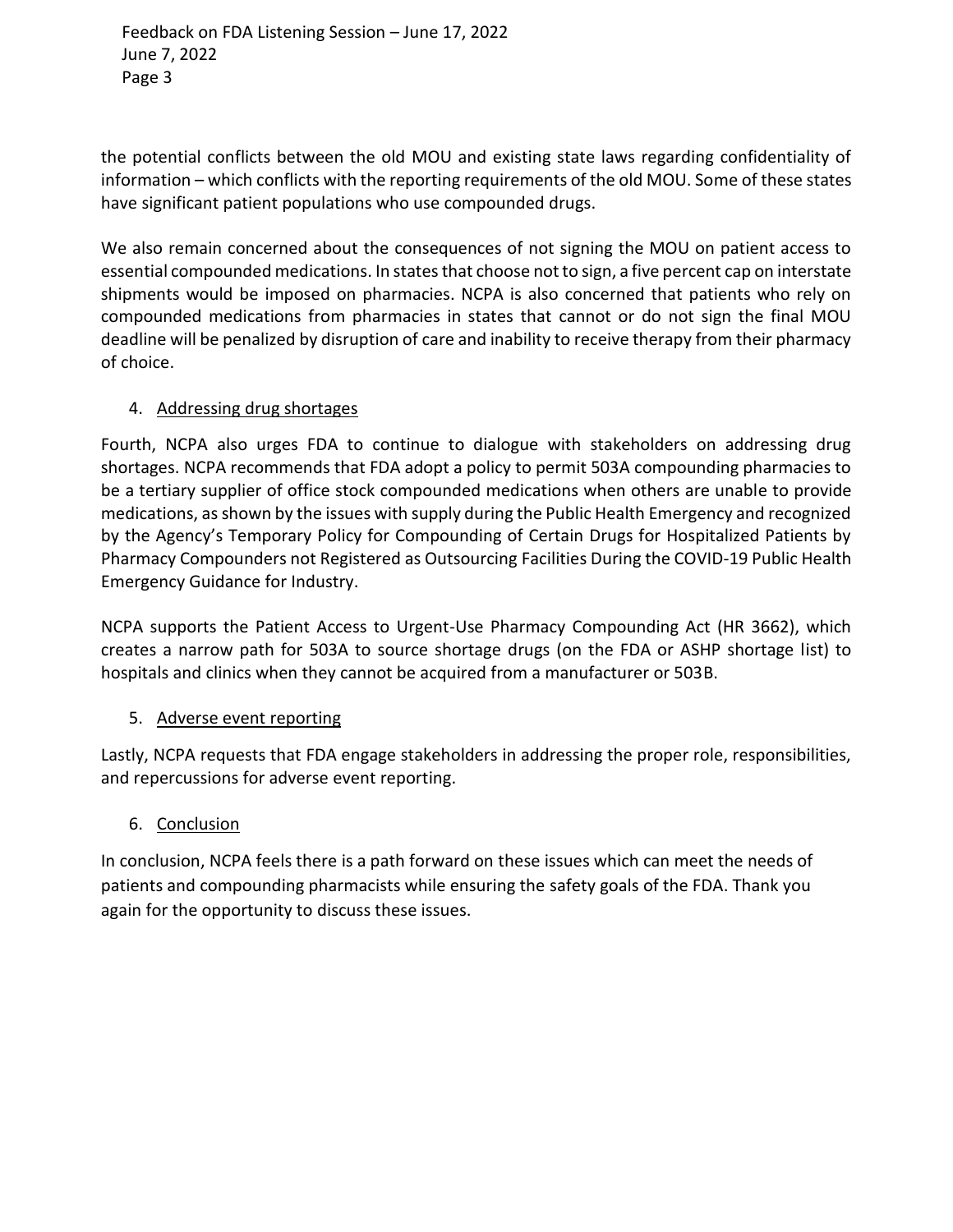the potential conflicts between the old MOU and existing state laws regarding confidentiality of information – which conflicts with the reporting requirements of the old MOU. Some of these states have significant patient populations who use compounded drugs.

We also remain concerned about the consequences of not signing the MOU on patient access to essential compounded medications. In states that choose not to sign, a five percent cap on interstate shipments would be imposed on pharmacies. NCPA is also concerned that patients who rely on compounded medications from pharmacies in states that cannot or do not sign the final MOU deadline will be penalized by disruption of care and inability to receive therapy from their pharmacy of choice.

4. <u>Addressing drug shortages</u>

Fourth, NCPA also urges FDA to continue to dialogue with stakeholders on addressing drug shortages. NCPA recommends that FDA adopt a policy to permit 503A compounding pharmacies to be a tertiary supplier of office stock compounded medications when others are unable to provide medications, as shown by the issues with supply during the Public Health Emergency and recognized by the Agency's Temporary Policy for Compounding of Certain Drugs for Hospitalized Patients by Pharmacy Compounders not Registered as Outsourcing Facilities During the COVID-19 Public Health Emergency Guidance for Industry.

NCPA supports the Patient Access to Urgent-Use Pharmacy Compounding Act (HR 3662), which creates a narrow path for 503A to source shortage drugs (on the FDA or ASHP shortage list) to hospitals and clinics when they cannot be acquired from a manufacturer or 503B.

5. <u>Adverse event reporting</u>

Lastly, NCPA requests that FDA engage stakeholders in addressing the proper role, responsibilities, and repercussions for adverse event reporting.

6. <u>Conclusion</u>

In conclusion, NCPA feels there is a path forward on these issues which can meet the needs of patients and compounding pharmacists while ensuring the safety goals of the FDA. Thank you again for the opportunity to discuss these issues.